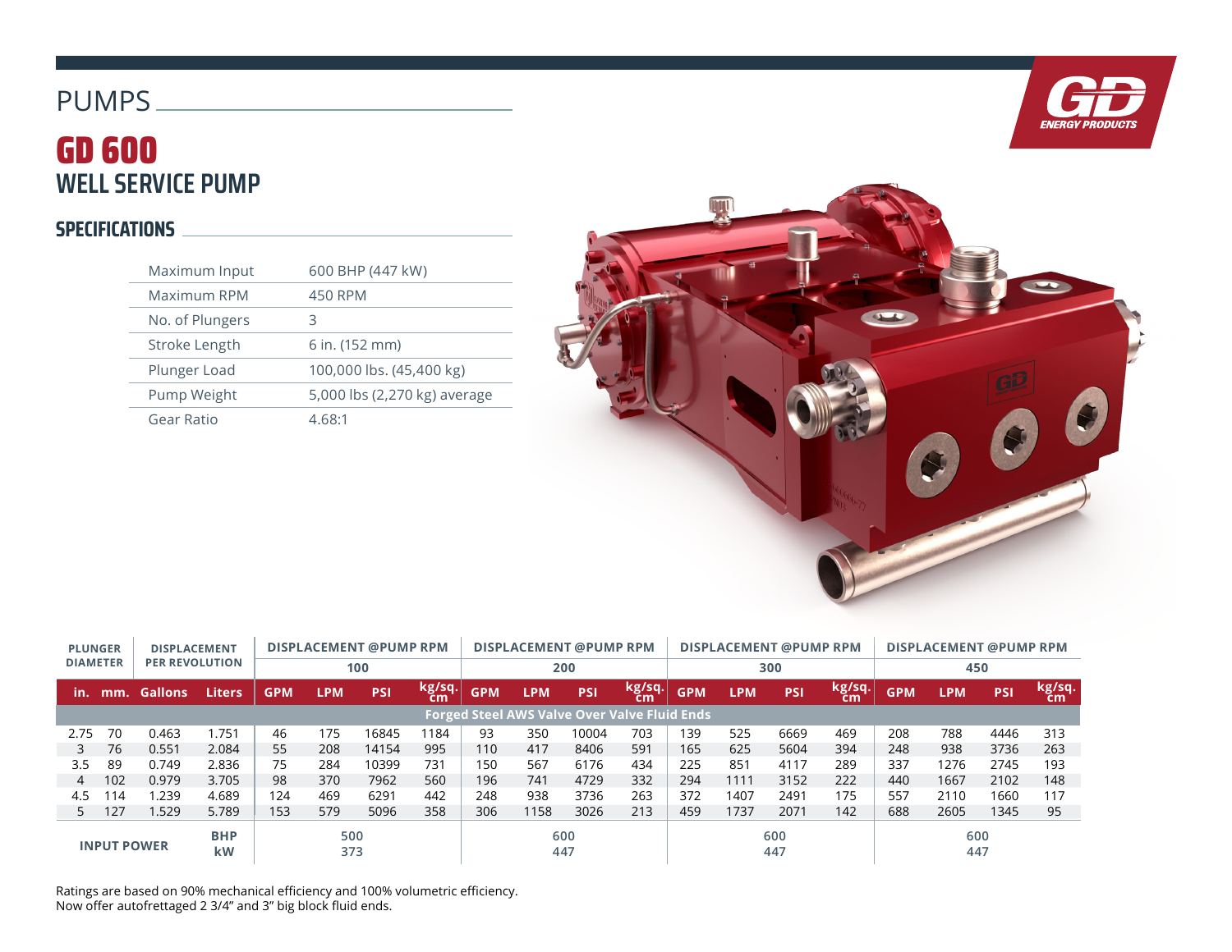# PUMPS

# GD 600

## WELL SERVICE PUMP

### SPECIFICATIONS

| | |
|---|---|
| Maximum Input | 600 BHP (447 kW) |
| Maximum RPM | 450 RPM |
| No. of Plungers | 3 |
| Stroke Length | 6 in. (152 mm) |
| Plunger Load | 100,000 lbs. (45,400 kg) |
| Pump Weight | 5,000 lbs (2,270 kg) average |
| Gear Ratio | 4.68:1 |

| PLUNGER DIAMETER | | DISPLACEMENT PER REVOLUTION | | DISPLACEMENT @PUMP RPM 100 | | | | DISPLACEMENT @PUMP RPM 200 | | | | DISPLACEMENT @PUMP RPM 300 | | | | DISPLACEMENT @PUMP RPM 450 | | | |
|---|---|---|---|---|---|---|---|---|---|---|---|---|---|---|---|---|---|---|---|
| in. | mm. | Gallons | Liters | GPM | LPM | PSI | kg/sq. cm | GPM | LPM | PSI | kg/sq. cm | GPM | LPM | PSI | kg/sq. cm | GPM | LPM | PSI | kg/sq. cm |
| Forged Steel AWS Valve Over Valve Fluid Ends | | | | | | | | | | | | | | | | | | | |
| 2.75 | 70 | 0.463 | 1.751 | 46 | 175 | 16845 | 1184 | 93 | 350 | 10004 | 703 | 139 | 525 | 6669 | 469 | 208 | 788 | 4446 | 313 |
| 3 | 76 | 0.551 | 2.084 | 55 | 208 | 14154 | 995 | 110 | 417 | 8406 | 591 | 165 | 625 | 5604 | 394 | 248 | 938 | 3736 | 263 |
| 3.5 | 89 | 0.749 | 2.836 | 75 | 284 | 10399 | 731 | 150 | 567 | 6176 | 434 | 225 | 851 | 4117 | 289 | 337 | 1276 | 2745 | 193 |
| 4 | 102 | 0.979 | 3.705 | 98 | 370 | 7962 | 560 | 196 | 741 | 4729 | 332 | 294 | 1111 | 3152 | 222 | 440 | 1667 | 2102 | 148 |
| 4.5 | 114 | 1.239 | 4.689 | 124 | 469 | 6291 | 442 | 248 | 938 | 3736 | 263 | 372 | 1407 | 2491 | 175 | 557 | 2110 | 1660 | 117 |
| 5 | 127 | 1.529 | 5.789 | 153 | 579 | 5096 | 358 | 306 | 1158 | 3026 | 213 | 459 | 1737 | 2071 | 142 | 688 | 2605 | 1345 | 95 |
| INPUT POWER | | | BHP | 500 | | | | 600 | | | | 600 | | | | 600 | | | |
| | | | kW | 373 | | | | 447 | | | | 447 | | | | 447 | | | |

Ratings are based on 90% mechanical efficiency and 100% volumetric efficiency.
Now offer autofrettaged 2 3/4" and 3" big block fluid ends.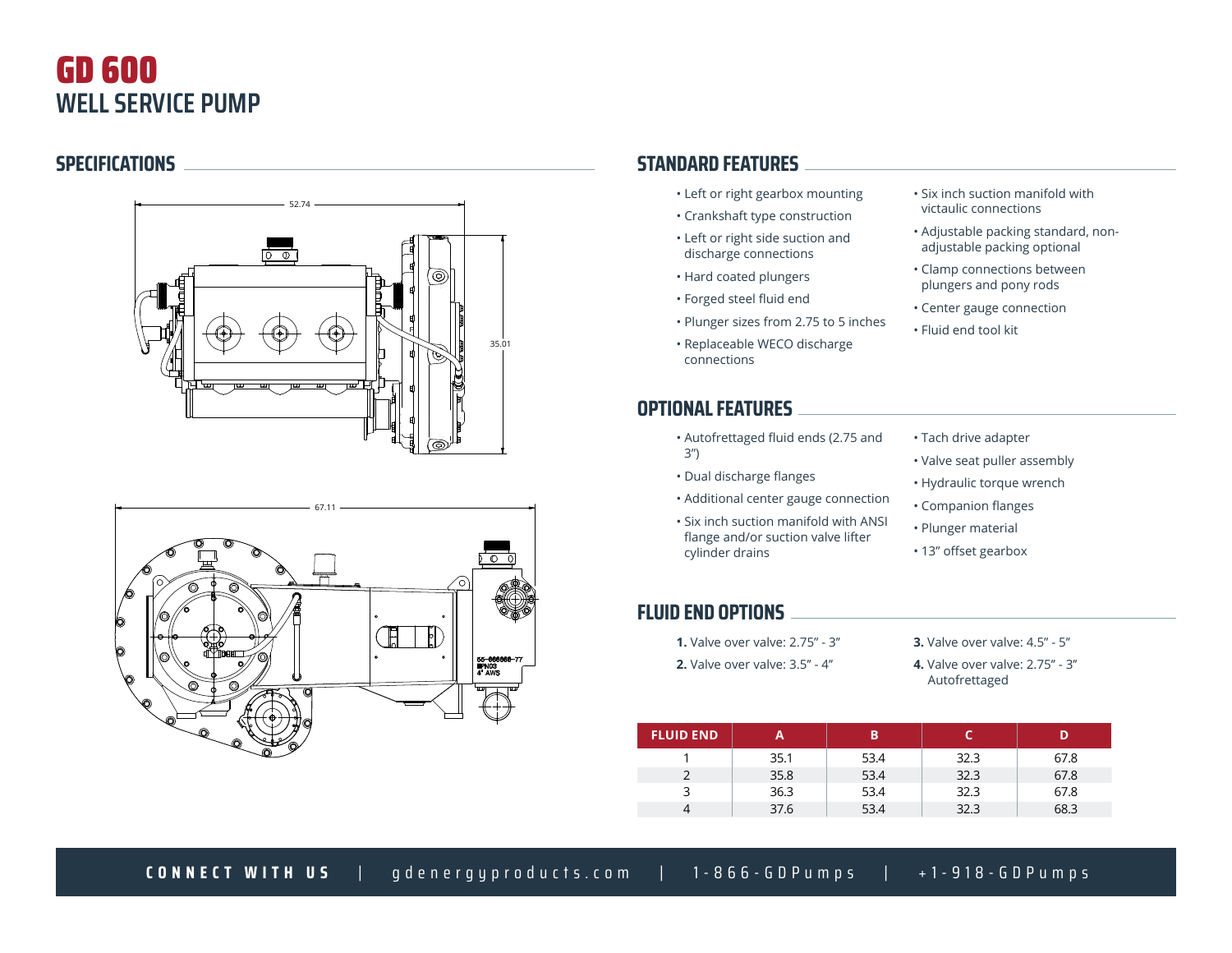# GD 600
## WELL SERVICE PUMP

## SPECIFICATIONS

52.74

35.01

67.11

55-868686-77
8PN03
4" AWS

## STANDARD FEATURES

- Left or right gearbox mounting
- Crankshaft type construction
- Left or right side suction and discharge connections
- Hard coated plungers
- Forged steel fluid end
- Plunger sizes from 2.75 to 5 inches
- Replaceable WECO discharge connections
- Six inch suction manifold with victaulic connections
- Adjustable packing standard, non-adjustable packing optional
- Clamp connections between plungers and pony rods
- Center gauge connection
- Fluid end tool kit

## OPTIONAL FEATURES

- Autofrettaged fluid ends (2.75 and 3")
- Dual discharge flanges
- Additional center gauge connection
- Six inch suction manifold with ANSI flange and/or suction valve lifter cylinder drains
- Tach drive adapter
- Valve seat puller assembly
- Hydraulic torque wrench
- Companion flanges
- Plunger material
- 13" offset gearbox

## FLUID END OPTIONS

1. Valve over valve: 2.75" - 3"
2. Valve over valve: 3.5" - 4"
3. Valve over valve: 4.5" - 5"
4. Valve over valve: 2.75" - 3" Autofrettaged

| FLUID END | A | B | C | D |
|---|---|---|---|---|
| 1 | 35.1 | 53.4 | 32.3 | 67.8 |
| 2 | 35.8 | 53.4 | 32.3 | 67.8 |
| 3 | 36.3 | 53.4 | 32.3 | 67.8 |
| 4 | 37.6 | 53.4 | 32.3 | 68.3 |

**CONNECT WITH US** | gdenergyproducts.com | 1-866-GDPumps | +1-918-GDPumps